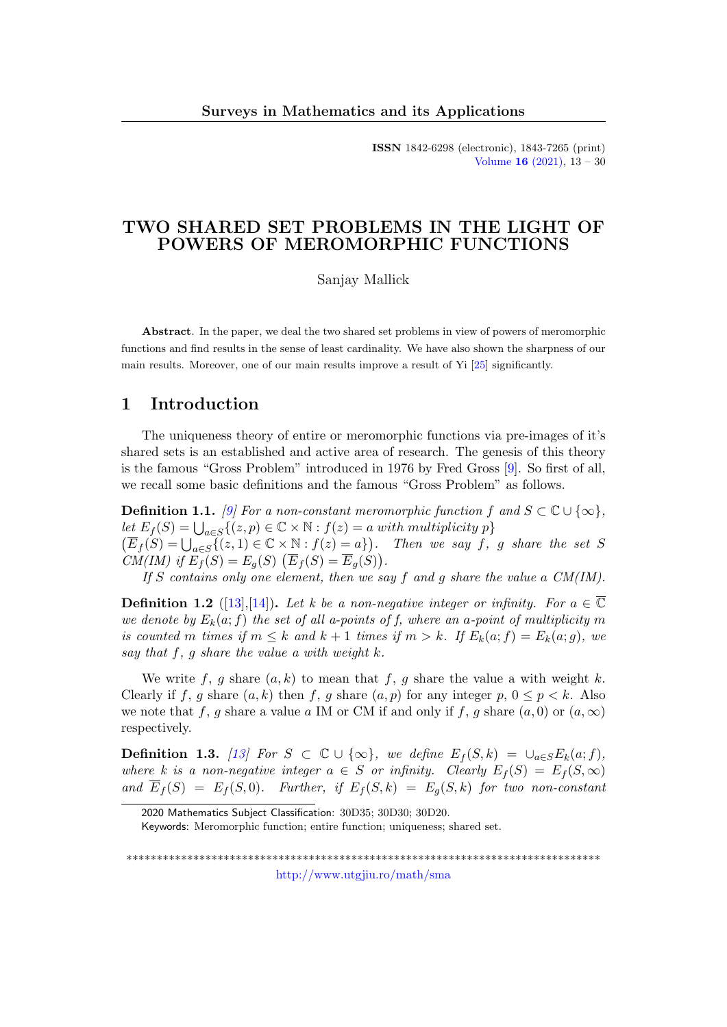# TWO SHARED SET PROBLEMS IN THE LIGHT OF POWERS OF MEROMORPHIC FUNCTIONS

Sanjay Mallick

**Abstract**. In the paper, we deal the two shared set problems in view of powers of meromorphic functions and find results in the sense of least cardinality. We have also shown the sharpness of our main results. Moreover, one of our main results improve a result of Yi [25] significantly.

## 1 Introduction

The uniqueness theory of entire or meromorphic functions via pre-images of it's shared sets is an established and active area of research. The genesis of this theory is the famous "Gross Problem" introduced in 1976 by Fred Gross [9]. So first of all, we recall some basic definitions and the famous "Gross Problem" as follows.

**Definition 1.1.** *[9] For a non-constant meromorphic function $f$ and $S \subset \mathbb{C} \cup \{\infty\}$, let $E_f(S) = \bigcup_{a \in S}\{(z,p) \in \mathbb{C} \times \mathbb{N} : f(z) = a \text{ with multiplicity } p\}$ $\left(\overline{E}_f(S) = \bigcup_{a \in S}\{(z,1) \in \mathbb{C} \times \mathbb{N} : f(z) = a\}\right)$. Then we say $f$, $g$ share the set $S$ CM(IM) if $E_f(S) = E_g(S)$ $\left(\overline{E}_f(S) = \overline{E}_g(S)\right)$.*

*If $S$ contains only one element, then we say $f$ and $g$ share the value $a$ CM(IM).*

**Definition 1.2** ([13],[14]). *Let $k$ be a non-negative integer or infinity. For $a \in \overline{\mathbb{C}}$ we denote by $E_k(a; f)$ the set of all $a$-points of $f$, where an $a$-point of multiplicity $m$ is counted $m$ times if $m \leq k$ and $k+1$ times if $m > k$. If $E_k(a; f) = E_k(a; g)$, we say that $f$, $g$ share the value $a$ with weight $k$.*

We write $f$, $g$ share $(a, k)$ to mean that $f$, $g$ share the value $a$ with weight $k$. Clearly if $f$, $g$ share $(a, k)$ then $f$, $g$ share $(a, p)$ for any integer $p$, $0 \leq p < k$. Also we note that $f$, $g$ share a value $a$ IM or CM if and only if $f$, $g$ share $(a, 0)$ or $(a, \infty)$ respectively.

**Definition 1.3.** *[13] For $S \subset \mathbb{C} \cup \{\infty\}$, we define $E_f(S, k) = \cup_{a \in S} E_k(a; f)$, where $k$ is a non-negative integer $a \in S$ or infinity. Clearly $E_f(S) = E_f(S, \infty)$ and $\overline{E}_f(S) = E_f(S, 0)$. Further, if $E_f(S, k) = E_g(S, k)$ for two non-constant*

2020 Mathematics Subject Classification: 30D35; 30D30; 30D20.
Keywords: Meromorphic function; entire function; uniqueness; shared set.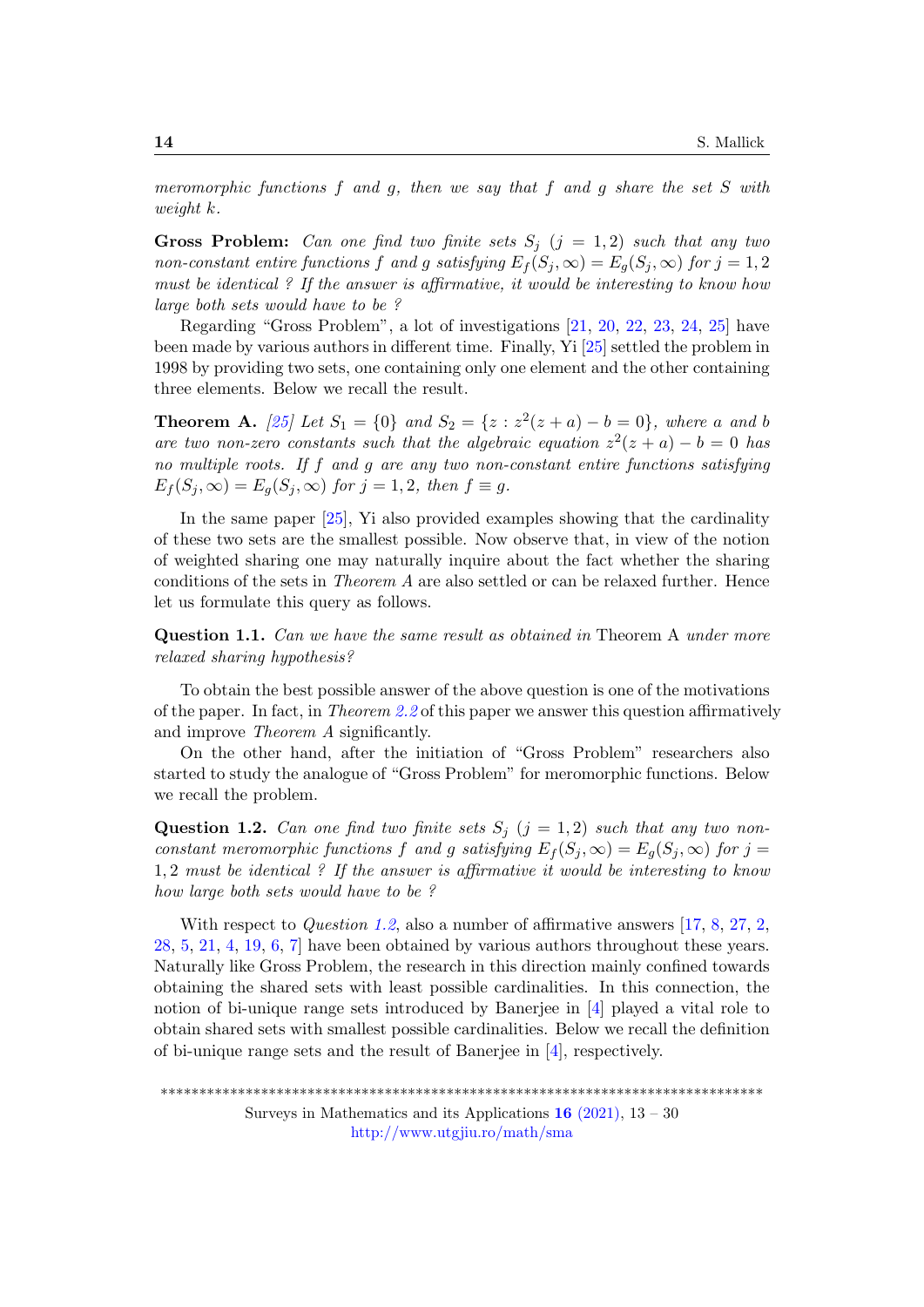*meromorphic functions $f$ and $g$, then we say that $f$ and $g$ share the set $S$ with weight $k$.*

**Gross Problem:** *Can one find two finite sets $S_j$ $(j = 1, 2)$ such that any two non-constant entire functions $f$ and $g$ satisfying $E_f(S_j, \infty) = E_g(S_j, \infty)$ for $j = 1, 2$ must be identical ? If the answer is affirmative, it would be interesting to know how large both sets would have to be ?*

Regarding "Gross Problem", a lot of investigations [21, 20, 22, 23, 24, 25] have been made by various authors in different time. Finally, Yi [25] settled the problem in 1998 by providing two sets, one containing only one element and the other containing three elements. Below we recall the result.

**Theorem A.** *[25] Let $S_1 = \{0\}$ and $S_2 = \{z : z^2(z + a) - b = 0\}$, where $a$ and $b$ are two non-zero constants such that the algebraic equation $z^2(z + a) - b = 0$ has no multiple roots. If $f$ and $g$ are any two non-constant entire functions satisfying $E_f(S_j, \infty) = E_g(S_j, \infty)$ for $j = 1, 2$, then $f \equiv g$.*

In the same paper [25], Yi also provided examples showing that the cardinality of these two sets are the smallest possible. Now observe that, in view of the notion of weighted sharing one may naturally inquire about the fact whether the sharing conditions of the sets in *Theorem A* are also settled or can be relaxed further. Hence let us formulate this query as follows.

**Question 1.1.** *Can we have the same result as obtained in* Theorem A *under more relaxed sharing hypothesis?*

To obtain the best possible answer of the above question is one of the motivations of the paper. In fact, in *Theorem 2.2* of this paper we answer this question affirmatively and improve *Theorem A* significantly.

On the other hand, after the initiation of "Gross Problem" researchers also started to study the analogue of "Gross Problem" for meromorphic functions. Below we recall the problem.

**Question 1.2.** *Can one find two finite sets $S_j$ $(j = 1, 2)$ such that any two non-constant meromorphic functions $f$ and $g$ satisfying $E_f(S_j, \infty) = E_g(S_j, \infty)$ for $j = 1, 2$ must be identical ? If the answer is affirmative it would be interesting to know how large both sets would have to be ?*

With respect to *Question 1.2*, also a number of affirmative answers [17, 8, 27, 2, 28, 5, 21, 4, 19, 6, 7] have been obtained by various authors throughout these years. Naturally like Gross Problem, the research in this direction mainly confined towards obtaining the shared sets with least possible cardinalities. In this connection, the notion of bi-unique range sets introduced by Banerjee in [4] played a vital role to obtain shared sets with smallest possible cardinalities. Below we recall the definition of bi-unique range sets and the result of Banerjee in [4], respectively.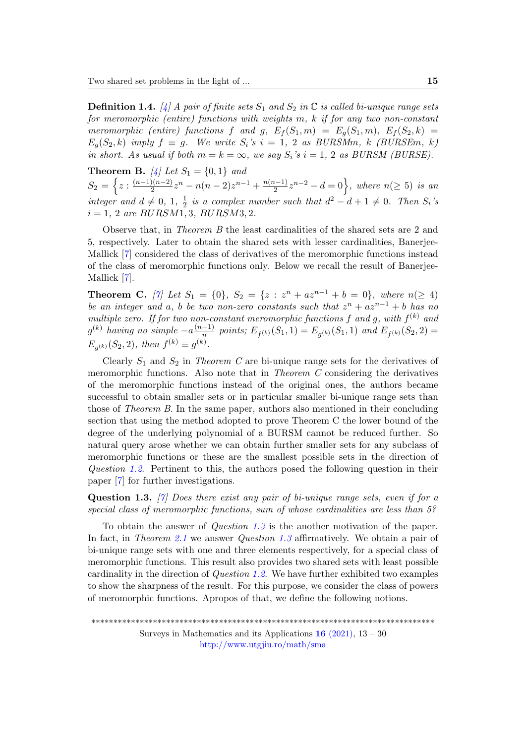**Definition 1.4.** *[4] A pair of finite sets $S_1$ and $S_2$ in $\mathbb{C}$ is called bi-unique range sets for meromorphic (entire) functions with weights $m$, $k$ if for any two non-constant meromorphic (entire) functions $f$ and $g$, $E_f(S_1, m) = E_g(S_1, m)$, $E_f(S_2, k) = E_g(S_2, k)$ imply $f \equiv g$. We write $S_i$'s $i = 1, 2$ as BURSM$m$, $k$ (BURSE$m$, $k$) in short. As usual if both $m = k = \infty$, we say $S_i$'s $i = 1, 2$ as BURSM (BURSE).*

**Theorem B.** *[4] Let $S_1 = \{0, 1\}$ and $S_2 = \left\{z : \frac{(n-1)(n-2)}{2} z^n - n(n-2)z^{n-1} + \frac{n(n-1)}{2} z^{n-2} - d = 0\right\}$, where $n(\geq 5)$ is an integer and $d \neq 0, 1, \frac{1}{2}$ is a complex number such that $d^2 - d + 1 \neq 0$. Then $S_i$'s $i = 1, 2$ are $BURSM1, 3$, $BURSM3, 2$.*

Observe that, in *Theorem B* the least cardinalities of the shared sets are 2 and 5, respectively. Later to obtain the shared sets with lesser cardinalities, Banerjee-Mallick [7] considered the class of derivatives of the meromorphic functions instead of the class of meromorphic functions only. Below we recall the result of Banerjee-Mallick [7].

**Theorem C.** *[7] Let $S_1 = \{0\}$, $S_2 = \{z : z^n + az^{n-1} + b = 0\}$, where $n(\geq 4)$ be an integer and $a$, $b$ be two non-zero constants such that $z^n + az^{n-1} + b$ has no multiple zero. If for two non-constant meromorphic functions $f$ and $g$, with $f^{(k)}$ and $g^{(k)}$ having no simple $-a\frac{(n-1)}{n}$ points; $E_{f^{(k)}}(S_1, 1) = E_{g^{(k)}}(S_1, 1)$ and $E_{f^{(k)}}(S_2, 2) = E_{g^{(k)}}(S_2, 2)$, then $f^{(k)} \equiv g^{(k)}$.*

Clearly $S_1$ and $S_2$ in *Theorem C* are bi-unique range sets for the derivatives of meromorphic functions. Also note that in *Theorem C* considering the derivatives of the meromorphic functions instead of the original ones, the authors became successful to obtain smaller sets or in particular smaller bi-unique range sets than those of *Theorem B*. In the same paper, authors also mentioned in their concluding section that using the method adopted to prove Theorem C the lower bound of the degree of the underlying polynomial of a BURSM cannot be reduced further. So natural query arose whether we can obtain further smaller sets for any subclass of meromorphic functions or these are the smallest possible sets in the direction of *Question 1.2*. Pertinent to this, the authors posed the following question in their paper [7] for further investigations.

**Question 1.3.** *[7] Does there exist any pair of bi-unique range sets, even if for a special class of meromorphic functions, sum of whose cardinalities are less than 5?*

To obtain the answer of *Question 1.3* is the another motivation of the paper. In fact, in *Theorem 2.1* we answer *Question 1.3* affirmatively. We obtain a pair of bi-unique range sets with one and three elements respectively, for a special class of meromorphic functions. This result also provides two shared sets with least possible cardinality in the direction of *Question 1.2*. We have further exhibited two examples to show the sharpness of the result. For this purpose, we consider the class of powers of meromorphic functions. Apropos of that, we define the following notions.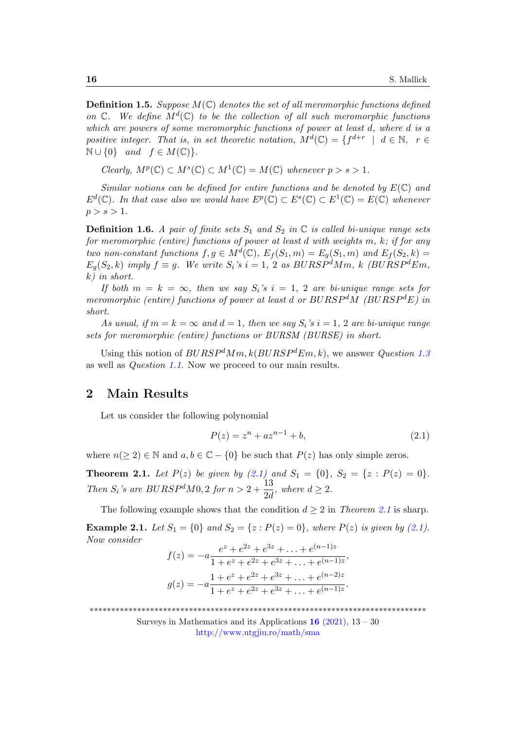**Definition 1.5.** *Suppose $M(\mathbb{C})$ denotes the set of all meromorphic functions defined on $\mathbb{C}$. We define $M^d(\mathbb{C})$ to be the collection of all such meromorphic functions which are powers of some meromorphic functions of power at least $d$, where $d$ is a positive integer. That is, in set theoretic notation, $M^d(\mathbb{C}) = \{f^{d+r} \mid d \in \mathbb{N},\ r \in \mathbb{N} \cup \{0\} \text{ and } f \in M(\mathbb{C})\}$.*

*Clearly, $M^p(\mathbb{C}) \subset M^s(\mathbb{C}) \subset M^1(\mathbb{C}) = M(\mathbb{C})$ whenever $p > s > 1$.*

*Similar notions can be defined for entire functions and be denoted by $E(\mathbb{C})$ and $E^d(\mathbb{C})$. In that case also we would have $E^p(\mathbb{C}) \subset E^s(\mathbb{C}) \subset E^1(\mathbb{C}) = E(\mathbb{C})$ whenever $p > s > 1$.*

**Definition 1.6.** *A pair of finite sets $S_1$ and $S_2$ in $\mathbb{C}$ is called bi-unique range sets for meromorphic (entire) functions of power at least $d$ with weights $m$, $k$; if for any two non-constant functions $f, g \in M^d(\mathbb{C})$, $E_f(S_1, m) = E_g(S_1, m)$ and $E_f(S_2, k) = E_g(S_2, k)$ imply $f \equiv g$. We write $S_i$'s $i = 1, 2$ as $BURSP^dMm,\ k$ ($BURSP^dEm,\ k$) in short.*

*If both $m = k = \infty$, then we say $S_i$'s $i = 1, 2$ are bi-unique range sets for meromorphic (entire) functions of power at least $d$ or $BURSP^dM$ ($BURSP^dE$) in short.*

*As usual, if $m = k = \infty$ and $d = 1$, then we say $S_i$'s $i = 1, 2$ are bi-unique range sets for meromorphic (entire) functions or BURSM (BURSE) in short.*

Using this notion of $BURSP^dMm, k(BURSP^dEm, k)$, we answer *Question 1.3* as well as *Question 1.1*. Now we proceed to our main results.

## 2 Main Results

Let us consider the following polynomial

$$P(z) = z^n + az^{n-1} + b, \tag{2.1}$$

where $n(\geq 2) \in \mathbb{N}$ and $a, b \in \mathbb{C} - \{0\}$ be such that $P(z)$ has only simple zeros.

**Theorem 2.1.** *Let $P(z)$ be given by (2.1) and $S_1 = \{0\}$, $S_2 = \{z : P(z) = 0\}$. Then $S_i$'s are $BURSP^dM0, 2$ for $n > 2 + \dfrac{13}{2d}$, where $d \geq 2$.*

The following example shows that the condition $d \geq 2$ in *Theorem 2.1* is sharp.

**Example 2.1.** *Let $S_1 = \{0\}$ and $S_2 = \{z : P(z) = 0\}$, where $P(z)$ is given by (2.1). Now consider*

$$f(z) = -a\frac{e^z + e^{2z} + e^{3z} + \ldots + e^{(n-1)z}}{1 + e^z + e^{2z} + e^{3z} + \ldots + e^{(n-1)z}},$$

$$g(z) = -a\frac{1 + e^z + e^{2z} + e^{3z} + \ldots + e^{(n-2)z}}{1 + e^z + e^{2z} + e^{3z} + \ldots + e^{(n-1)z}}.$$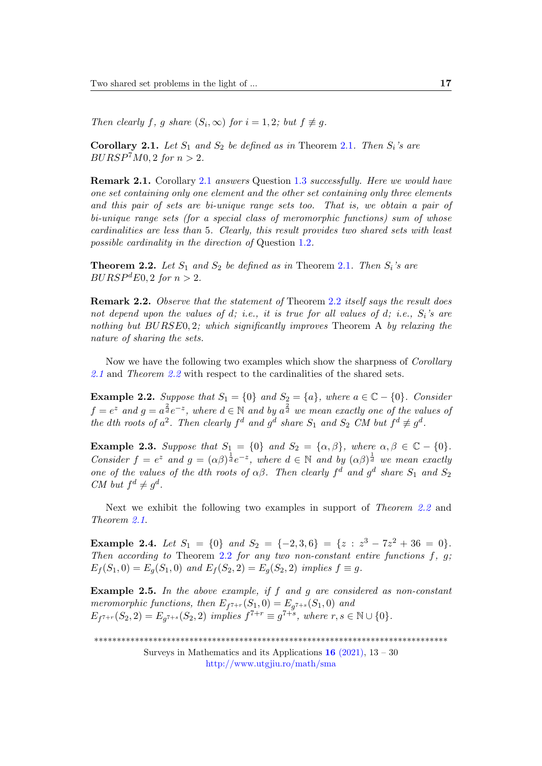*Then clearly $f$, $g$ share $(S_i, \infty)$ for $i = 1, 2$; but $f \not\equiv g$.*

**Corollary 2.1.** *Let $S_1$ and $S_2$ be defined as in* Theorem 2.1. *Then $S_i$'s are $BURSP^7M0, 2$ for $n > 2$.*

**Remark 2.1.** Corollary 2.1 *answers* Question 1.3 *successfully. Here we would have one set containing only one element and the other set containing only three elements and this pair of sets are bi-unique range sets too. That is, we obtain a pair of bi-unique range sets (for a special class of meromorphic functions) sum of whose cardinalities are less than 5. Clearly, this result provides two shared sets with least possible cardinality in the direction of* Question 1.2.

**Theorem 2.2.** *Let $S_1$ and $S_2$ be defined as in* Theorem 2.1. *Then $S_i$'s are $BURSP^dE0, 2$ for $n > 2$.*

**Remark 2.2.** *Observe that the statement of* Theorem 2.2 *itself says the result does not depend upon the values of d; i.e., it is true for all values of d; i.e., $S_i$'s are nothing but $BURSE0, 2$; which significantly improves* Theorem A *by relaxing the nature of sharing the sets.*

Now we have the following two examples which show the sharpness of *Corollary 2.1* and *Theorem 2.2* with respect to the cardinalities of the shared sets.

**Example 2.2.** *Suppose that $S_1 = \{0\}$ and $S_2 = \{a\}$, where $a \in \mathbb{C} - \{0\}$. Consider $f = e^z$ and $g = a^{\frac{2}{d}} e^{-z}$, where $d \in \mathbb{N}$ and by $a^{\frac{2}{d}}$ we mean exactly one of the values of the dth roots of $a^2$. Then clearly $f^d$ and $g^d$ share $S_1$ and $S_2$ CM but $f^d \not\equiv g^d$.*

**Example 2.3.** *Suppose that $S_1 = \{0\}$ and $S_2 = \{\alpha, \beta\}$, where $\alpha, \beta \in \mathbb{C} - \{0\}$. Consider $f = e^z$ and $g = (\alpha\beta)^{\frac{1}{d}} e^{-z}$, where $d \in \mathbb{N}$ and by $(\alpha\beta)^{\frac{1}{d}}$ we mean exactly one of the values of the dth roots of $\alpha\beta$. Then clearly $f^d$ and $g^d$ share $S_1$ and $S_2$ CM but $f^d \neq g^d$.*

Next we exhibit the following two examples in support of *Theorem 2.2* and *Theorem 2.1*.

**Example 2.4.** *Let $S_1 = \{0\}$ and $S_2 = \{-2, 3, 6\} = \{z : z^3 - 7z^2 + 36 = 0\}$. Then according to* Theorem 2.2 *for any two non-constant entire functions $f$, $g$; $E_f(S_1, 0) = E_g(S_1, 0)$ and $E_f(S_2, 2) = E_g(S_2, 2)$ implies $f \equiv g$.*

**Example 2.5.** *In the above example, if $f$ and $g$ are considered as non-constant meromorphic functions, then $E_{f^{7+r}}(S_1, 0) = E_{g^{7+s}}(S_1, 0)$ and $E_{f^{7+r}}(S_2, 2) = E_{g^{7+s}}(S_2, 2)$ implies $f^{7+r} \equiv g^{7+s}$, where $r, s \in \mathbb{N} \cup \{0\}$.*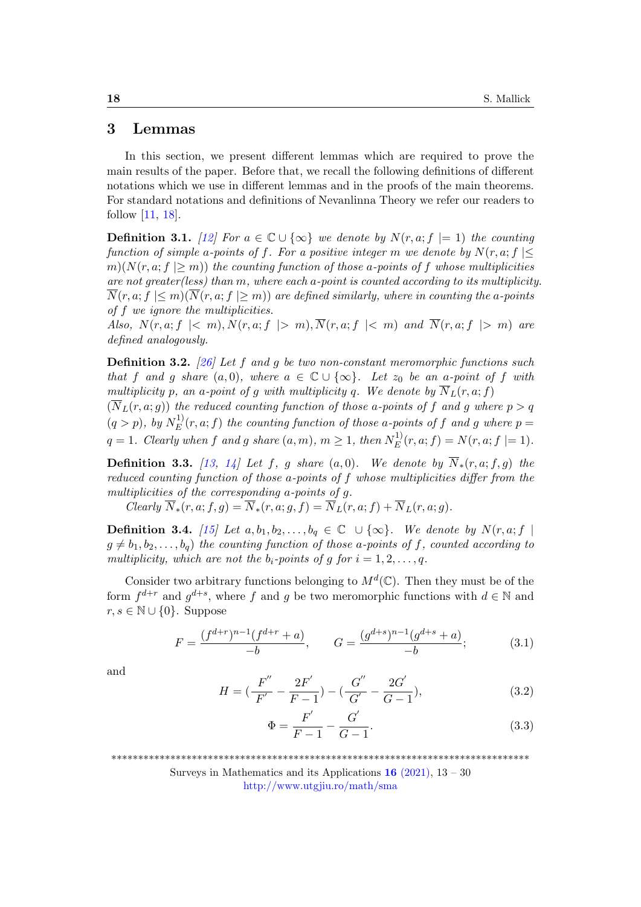## 3 Lemmas

In this section, we present different lemmas which are required to prove the main results of the paper. Before that, we recall the following definitions of different notations which we use in different lemmas and in the proofs of the main theorems. For standard notations and definitions of Nevanlinna Theory we refer our readers to follow [11, 18].

**Definition 3.1.** *[12] For $a \in \mathbb{C} \cup \{\infty\}$ we denote by $N(r, a; f \mid = 1)$ the counting function of simple $a$-points of $f$. For a positive integer $m$ we denote by $N(r, a; f \mid \leq m)(N(r, a; f \mid \geq m))$ the counting function of those $a$-points of $f$ whose multiplicities are not greater(less) than $m$, where each $a$-point is counted according to its multiplicity. $\overline{N}(r, a; f \mid \leq m)(\overline{N}(r, a; f \mid \geq m))$ are defined similarly, where in counting the $a$-points of $f$ we ignore the multiplicities.*
*Also, $N(r, a; f \mid < m), N(r, a; f \mid > m), \overline{N}(r, a; f \mid < m)$ and $\overline{N}(r, a; f \mid > m)$ are defined analogously.*

**Definition 3.2.** *[26] Let $f$ and $g$ be two non-constant meromorphic functions such that $f$ and $g$ share $(a, 0)$, where $a \in \mathbb{C} \cup \{\infty\}$. Let $z_0$ be an $a$-point of $f$ with multiplicity $p$, an $a$-point of $g$ with multiplicity $q$. We denote by $\overline{N}_L(r, a; f)$ $(\overline{N}_L(r, a; g))$ the reduced counting function of those $a$-points of $f$ and $g$ where $p > q$ $(q > p)$, by $N_E^{1)}(r, a; f)$ the counting function of those $a$-points of $f$ and $g$ where $p = q = 1$. Clearly when $f$ and $g$ share $(a, m)$, $m \geq 1$, then $N_E^{1)}(r, a; f) = N(r, a; f \mid = 1)$.*

**Definition 3.3.** *[13, 14] Let $f$, $g$ share $(a, 0)$. We denote by $\overline{N}_*(r, a; f, g)$ the reduced counting function of those $a$-points of $f$ whose multiplicities differ from the multiplicities of the corresponding $a$-points of $g$.*

*Clearly $\overline{N}_*(r, a; f, g) = \overline{N}_*(r, a; g, f) = \overline{N}_L(r, a; f) + \overline{N}_L(r, a; g)$.*

**Definition 3.4.** *[15] Let $a, b_1, b_2, \ldots, b_q \in \mathbb{C} \cup \{\infty\}$. We denote by $N(r, a; f \mid g \neq b_1, b_2, \ldots, b_q)$ the counting function of those $a$-points of $f$, counted according to multiplicity, which are not the $b_i$-points of $g$ for $i = 1, 2, \ldots, q$.*

Consider two arbitrary functions belonging to $M^d(\mathbb{C})$. Then they must be of the form $f^{d+r}$ and $g^{d+s}$, where $f$ and $g$ be two meromorphic functions with $d \in \mathbb{N}$ and $r, s \in \mathbb{N} \cup \{0\}$. Suppose

$$F = \frac{(f^{d+r})^{n-1}(f^{d+r} + a)}{-b}, \qquad G = \frac{(g^{d+s})^{n-1}(g^{d+s} + a)}{-b}; \tag{3.1}$$

and

$$H = \left(\frac{F''}{F'} - \frac{2F'}{F-1}\right) - \left(\frac{G''}{G'} - \frac{2G'}{G-1}\right), \tag{3.2}$$

$$\Phi = \frac{F'}{F-1} - \frac{G'}{G-1}. \tag{3.3}$$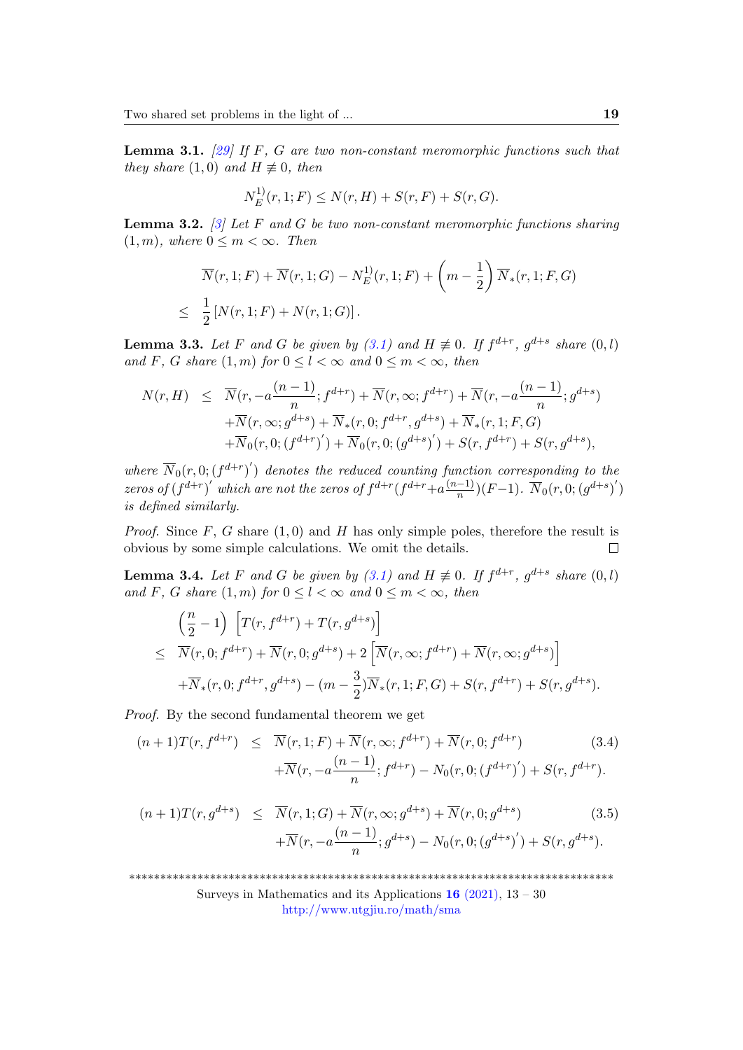**Lemma 3.1.** [29] *If $F$, $G$ are two non-constant meromorphic functions such that they share $(1,0)$ and $H \not\equiv 0$, then*

$$N_E^{1)}(r,1;F) \leq N(r,H) + S(r,F) + S(r,G).$$

**Lemma 3.2.** [3] *Let $F$ and $G$ be two non-constant meromorphic functions sharing $(1,m)$, where $0 \leq m < \infty$. Then*

$$\begin{aligned}
& \overline{N}(r,1;F) + \overline{N}(r,1;G) - N_E^{1)}(r,1;F) + \left(m - \frac{1}{2}\right)\overline{N}_*(r,1;F,G) \\
\leq \; & \frac{1}{2}\left[N(r,1;F) + N(r,1;G)\right].
\end{aligned}$$

**Lemma 3.3.** *Let $F$ and $G$ be given by (3.1) and $H \not\equiv 0$. If $f^{d+r}$, $g^{d+s}$ share $(0,l)$ and $F$, $G$ share $(1,m)$ for $0 \leq l < \infty$ and $0 \leq m < \infty$, then*

$$\begin{aligned}
N(r,H) \;\leq\; & \overline{N}(r,-a\frac{(n-1)}{n};f^{d+r}) + \overline{N}(r,\infty;f^{d+r}) + \overline{N}(r,-a\frac{(n-1)}{n};g^{d+s}) \\
& + \overline{N}(r,\infty;g^{d+s}) + \overline{N}_*(r,0;f^{d+r},g^{d+s}) + \overline{N}_*(r,1;F,G) \\
& + \overline{N}_0(r,0;(f^{d+r})') + \overline{N}_0(r,0;(g^{d+s})') + S(r,f^{d+r}) + S(r,g^{d+s}),
\end{aligned}$$

*where $\overline{N}_0(r,0;(f^{d+r})')$ denotes the reduced counting function corresponding to the zeros of $(f^{d+r})'$ which are not the zeros of $f^{d+r}(f^{d+r}+a\frac{(n-1)}{n})(F-1)$. $\overline{N}_0(r,0;(g^{d+s})')$ is defined similarly.*

*Proof.* Since $F$, $G$ share $(1,0)$ and $H$ has only simple poles, therefore the result is obvious by some simple calculations. We omit the details. □

**Lemma 3.4.** *Let $F$ and $G$ be given by (3.1) and $H \not\equiv 0$. If $f^{d+r}$, $g^{d+s}$ share $(0,l)$ and $F$, $G$ share $(1,m)$ for $0 \leq l < \infty$ and $0 \leq m < \infty$, then*

$$\begin{aligned}
& \left(\frac{n}{2} - 1\right)\left[T(r,f^{d+r}) + T(r,g^{d+s})\right] \\
\leq \; & \overline{N}(r,0;f^{d+r}) + \overline{N}(r,0;g^{d+s}) + 2\left[\overline{N}(r,\infty;f^{d+r}) + \overline{N}(r,\infty;g^{d+s})\right] \\
& + \overline{N}_*(r,0;f^{d+r},g^{d+s}) - (m - \frac{3}{2})\overline{N}_*(r,1;F,G) + S(r,f^{d+r}) + S(r,g^{d+s}).
\end{aligned}$$

*Proof.* By the second fundamental theorem we get

$$\begin{aligned}
(n+1)T(r,f^{d+r}) \;\leq\; & \overline{N}(r,1;F) + \overline{N}(r,\infty;f^{d+r}) + \overline{N}(r,0;f^{d+r}) \\
& + \overline{N}(r,-a\frac{(n-1)}{n};f^{d+r}) - N_0(r,0;(f^{d+r})') + S(r,f^{d+r}).
\end{aligned} \tag{3.4}$$

$$\begin{aligned}
(n+1)T(r,g^{d+s}) \;\leq\; & \overline{N}(r,1;G) + \overline{N}(r,\infty;g^{d+s}) + \overline{N}(r,0;g^{d+s}) \\
& + \overline{N}(r,-a\frac{(n-1)}{n};g^{d+s}) - N_0(r,0;(g^{d+s})') + S(r,g^{d+s}).
\end{aligned} \tag{3.5}$$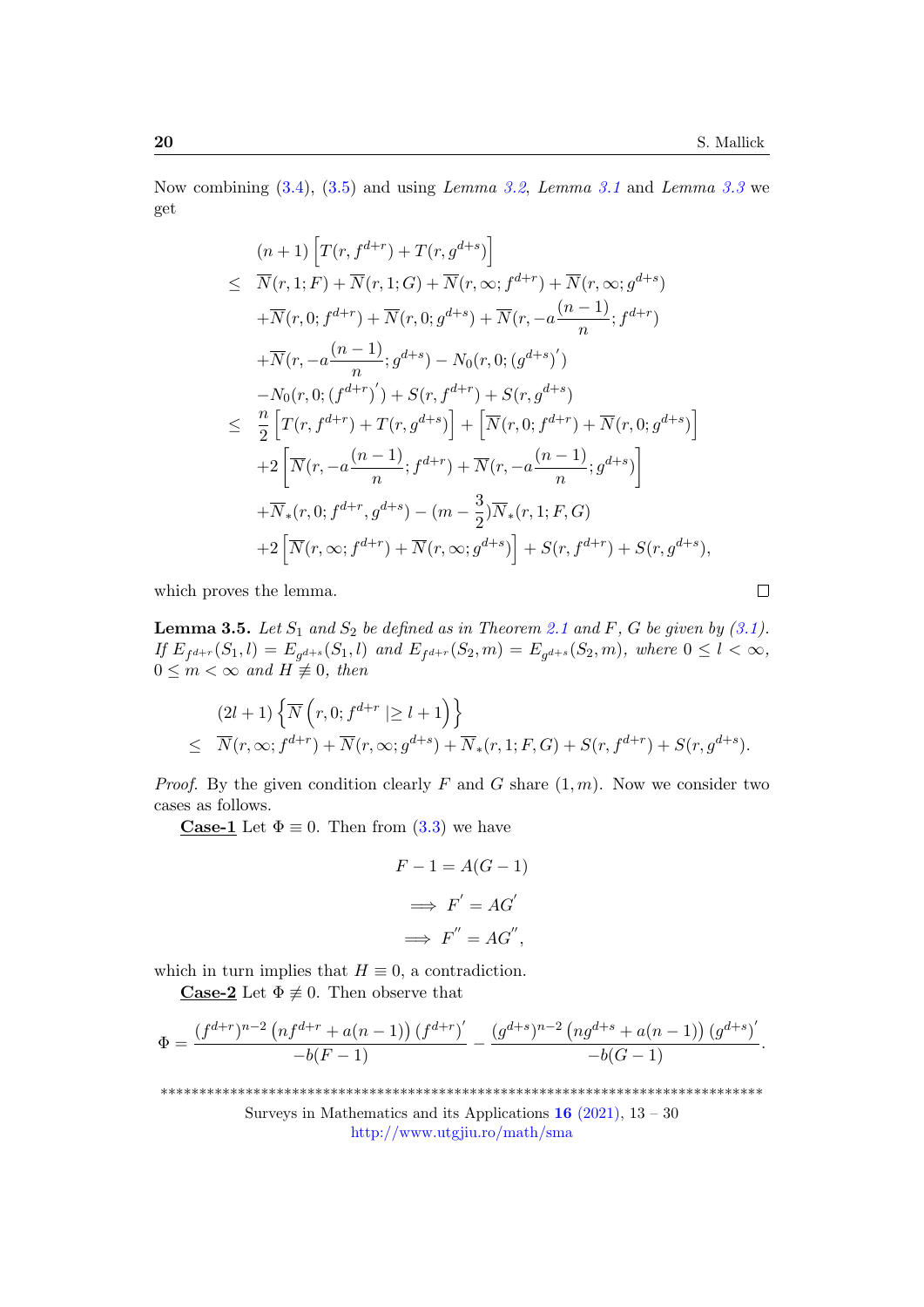Now combining (3.4), (3.5) and using *Lemma 3.2*, *Lemma 3.1* and *Lemma 3.3* we get

$$
\begin{aligned}
& (n+1)\left[T(r,f^{d+r})+T(r,g^{d+s})\right] \\
\leq\; & \overline{N}(r,1;F)+\overline{N}(r,1;G)+\overline{N}(r,\infty;f^{d+r})+\overline{N}(r,\infty;g^{d+s}) \\
& +\overline{N}(r,0;f^{d+r})+\overline{N}(r,0;g^{d+s})+\overline{N}(r,-a\frac{(n-1)}{n};f^{d+r}) \\
& +\overline{N}(r,-a\frac{(n-1)}{n};g^{d+s})-N_0(r,0;(g^{d+s})^{'}) \\
& -N_0(r,0;(f^{d+r})^{'})+S(r,f^{d+r})+S(r,g^{d+s}) \\
\leq\; & \frac{n}{2}\left[T(r,f^{d+r})+T(r,g^{d+s})\right]+\left[\overline{N}(r,0;f^{d+r})+\overline{N}(r,0;g^{d+s})\right] \\
& +2\left[\overline{N}(r,-a\frac{(n-1)}{n};f^{d+r})+\overline{N}(r,-a\frac{(n-1)}{n};g^{d+s})\right] \\
& +\overline{N}_*(r,0;f^{d+r},g^{d+s})-(m-\frac{3}{2})\overline{N}_*(r,1;F,G) \\
& +2\left[\overline{N}(r,\infty;f^{d+r})+\overline{N}(r,\infty;g^{d+s})\right]+S(r,f^{d+r})+S(r,g^{d+s}),
\end{aligned}
$$

which proves the lemma. □

**Lemma 3.5.** *Let $S_1$ and $S_2$ be defined as in Theorem 2.1 and $F$, $G$ be given by (3.1). If $E_{f^{d+r}}(S_1,l)=E_{g^{d+s}}(S_1,l)$ and $E_{f^{d+r}}(S_2,m)=E_{g^{d+s}}(S_2,m)$, where $0\leq l<\infty$, $0\leq m<\infty$ and $H\not\equiv 0$, then*

$$
\begin{aligned}
& (2l+1)\left\{\overline{N}\left(r,0;f^{d+r}\mid\geq l+1\right)\right\} \\
\leq\; & \overline{N}(r,\infty;f^{d+r})+\overline{N}(r,\infty;g^{d+s})+\overline{N}_*(r,1;F,G)+S(r,f^{d+r})+S(r,g^{d+s}).
\end{aligned}
$$

*Proof.* By the given condition clearly $F$ and $G$ share $(1,m)$. Now we consider two cases as follows.

**Case-1** Let $\Phi\equiv 0$. Then from (3.3) we have

$$
\begin{aligned}
F-1 &= A(G-1) \\
\implies F^{'} &= AG^{'} \\
\implies F^{''} &= AG^{''},
\end{aligned}
$$

which in turn implies that $H\equiv 0$, a contradiction.

**Case-2** Let $\Phi\not\equiv 0$. Then observe that

$$
\Phi=\frac{(f^{d+r})^{n-2}\left(nf^{d+r}+a(n-1)\right)(f^{d+r})^{'}}{-b(F-1)}-\frac{(g^{d+s})^{n-2}\left(ng^{d+s}+a(n-1)\right)(g^{d+s})^{'}}{-b(G-1)}.
$$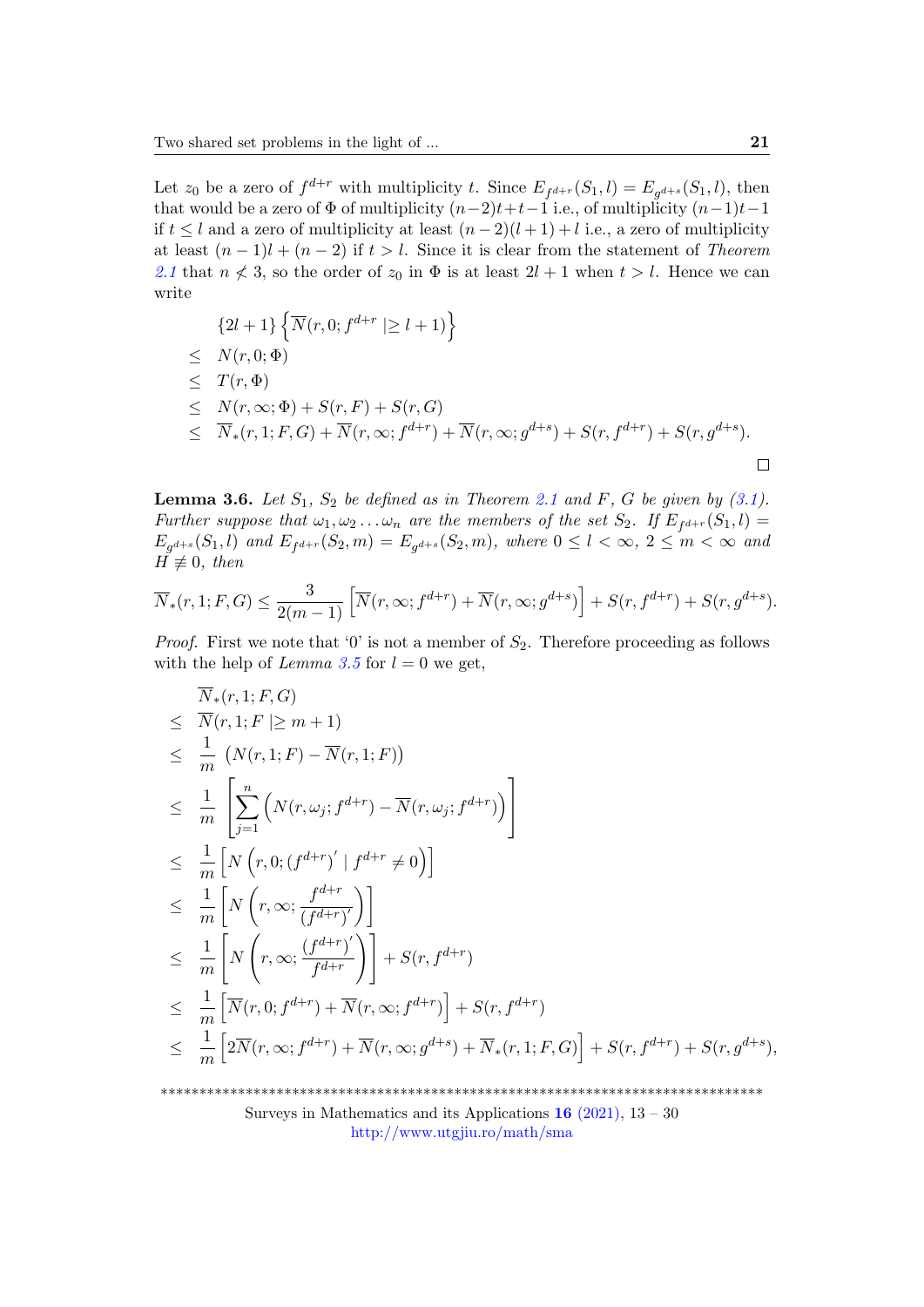Let $z_0$ be a zero of $f^{d+r}$ with multiplicity $t$. Since $E_{f^{d+r}}(S_1,l)=E_{g^{d+s}}(S_1,l)$, then that would be a zero of $\Phi$ of multiplicity $(n-2)t+t-1$ i.e., of multiplicity $(n-1)t-1$ if $t\leq l$ and a zero of multiplicity at least $(n-2)(l+1)+l$ i.e., a zero of multiplicity at least $(n-1)l+(n-2)$ if $t>l$. Since it is clear from the statement of *Theorem 2.1* that $n\not<3$, so the order of $z_0$ in $\Phi$ is at least $2l+1$ when $t>l$. Hence we can write

$$
\begin{aligned}
& \{2l+1\}\left\{\overline{N}(r,0;f^{d+r}\mid\geq l+1)\right\}\\
\leq\;& N(r,0;\Phi)\\
\leq\;& T(r,\Phi)\\
\leq\;& N(r,\infty;\Phi)+S(r,F)+S(r,G)\\
\leq\;& \overline{N}_*(r,1;F,G)+\overline{N}(r,\infty;f^{d+r})+\overline{N}(r,\infty;g^{d+s})+S(r,f^{d+r})+S(r,g^{d+s}).
\end{aligned}
$$

□

**Lemma 3.6.** *Let $S_1$, $S_2$ be defined as in Theorem 2.1 and $F$, $G$ be given by (3.1). Further suppose that $\omega_1,\omega_2\ldots\omega_n$ are the members of the set $S_2$. If $E_{f^{d+r}}(S_1,l)=E_{g^{d+s}}(S_1,l)$ and $E_{f^{d+r}}(S_2,m)=E_{g^{d+s}}(S_2,m)$, where $0\leq l<\infty$, $2\leq m<\infty$ and $H\not\equiv 0$, then*

$$
\overline{N}_*(r,1;F,G)\leq\frac{3}{2(m-1)}\left[\overline{N}(r,\infty;f^{d+r})+\overline{N}(r,\infty;g^{d+s})\right]+S(r,f^{d+r})+S(r,g^{d+s}).
$$

*Proof.* First we note that '0' is not a member of $S_2$. Therefore proceeding as follows with the help of *Lemma 3.5* for $l=0$ we get,

$$
\begin{aligned}
& \overline{N}_*(r,1;F,G)\\
\leq\;& \overline{N}(r,1;F\mid\geq m+1)\\
\leq\;& \frac{1}{m}\left(N(r,1;F)-\overline{N}(r,1;F)\right)\\
\leq\;& \frac{1}{m}\left[\sum_{j=1}^{n}\left(N(r,\omega_j;f^{d+r})-\overline{N}(r,\omega_j;f^{d+r})\right)\right]\\
\leq\;& \frac{1}{m}\left[N\left(r,0;(f^{d+r})'\mid f^{d+r}\neq 0\right)\right]\\
\leq\;& \frac{1}{m}\left[N\left(r,\infty;\frac{f^{d+r}}{(f^{d+r})'}\right)\right]\\
\leq\;& \frac{1}{m}\left[N\left(r,\infty;\frac{(f^{d+r})'}{f^{d+r}}\right)\right]+S(r,f^{d+r})\\
\leq\;& \frac{1}{m}\left[\overline{N}(r,0;f^{d+r})+\overline{N}(r,\infty;f^{d+r})\right]+S(r,f^{d+r})\\
\leq\;& \frac{1}{m}\left[2\overline{N}(r,\infty;f^{d+r})+\overline{N}(r,\infty;g^{d+s})+\overline{N}_*(r,1;F,G)\right]+S(r,f^{d+r})+S(r,g^{d+s}),
\end{aligned}
$$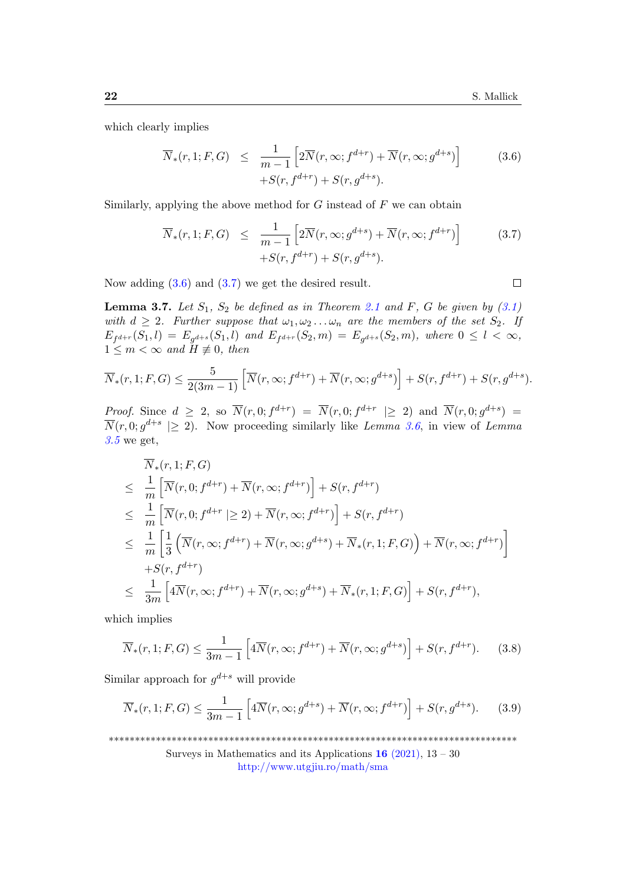which clearly implies

$$\overline{N}_*(r,1;F,G) \leq \frac{1}{m-1}\left[2\overline{N}(r,\infty;f^{d+r})+\overline{N}(r,\infty;g^{d+s})\right] + S(r,f^{d+r})+S(r,g^{d+s}). \tag{3.6}$$

Similarly, applying the above method for $G$ instead of $F$ we can obtain

$$\overline{N}_*(r,1;F,G) \leq \frac{1}{m-1}\left[2\overline{N}(r,\infty;g^{d+s})+\overline{N}(r,\infty;f^{d+r})\right] + S(r,f^{d+r})+S(r,g^{d+s}). \tag{3.7}$$

Now adding (3.6) and (3.7) we get the desired result. □

**Lemma 3.7.** *Let $S_1$, $S_2$ be defined as in Theorem 2.1 and $F$, $G$ be given by (3.1) with $d \geq 2$. Further suppose that $\omega_1, \omega_2 \ldots \omega_n$ are the members of the set $S_2$. If $E_{f^{d+r}}(S_1,l) = E_{g^{d+s}}(S_1,l)$ and $E_{f^{d+r}}(S_2,m) = E_{g^{d+s}}(S_2,m)$, where $0 \leq l < \infty$, $1 \leq m < \infty$ and $H \not\equiv 0$, then*

$$\overline{N}_*(r,1;F,G) \leq \frac{5}{2(3m-1)}\left[\overline{N}(r,\infty;f^{d+r})+\overline{N}(r,\infty;g^{d+s})\right]+S(r,f^{d+r})+S(r,g^{d+s}).$$

*Proof.* Since $d \geq 2$, so $\overline{N}(r,0;f^{d+r}) = \overline{N}(r,0;f^{d+r} \mid\geq 2)$ and $\overline{N}(r,0;g^{d+s}) = \overline{N}(r,0;g^{d+s} \mid\geq 2)$. Now proceeding similarly like *Lemma 3.6*, in view of *Lemma 3.5* we get,

$$\begin{aligned}
&\overline{N}_*(r,1;F,G)\\
\leq\ & \frac{1}{m}\left[\overline{N}(r,0;f^{d+r})+\overline{N}(r,\infty;f^{d+r})\right]+S(r,f^{d+r})\\
\leq\ & \frac{1}{m}\left[\overline{N}(r,0;f^{d+r}\mid\geq 2)+\overline{N}(r,\infty;f^{d+r})\right]+S(r,f^{d+r})\\
\leq\ & \frac{1}{m}\left[\frac{1}{3}\left(\overline{N}(r,\infty;f^{d+r})+\overline{N}(r,\infty;g^{d+s})+\overline{N}_*(r,1;F,G)\right)+\overline{N}(r,\infty;f^{d+r})\right]\\
&+S(r,f^{d+r})\\
\leq\ & \frac{1}{3m}\left[4\overline{N}(r,\infty;f^{d+r})+\overline{N}(r,\infty;g^{d+s})+\overline{N}_*(r,1;F,G)\right]+S(r,f^{d+r}),
\end{aligned}$$

which implies

$$\overline{N}_*(r,1;F,G) \leq \frac{1}{3m-1}\left[4\overline{N}(r,\infty;f^{d+r})+\overline{N}(r,\infty;g^{d+s})\right]+S(r,f^{d+r}). \tag{3.8}$$

Similar approach for $g^{d+s}$ will provide

$$\overline{N}_*(r,1;F,G) \leq \frac{1}{3m-1}\left[4\overline{N}(r,\infty;g^{d+s})+\overline{N}(r,\infty;f^{d+r})\right]+S(r,g^{d+s}). \tag{3.9}$$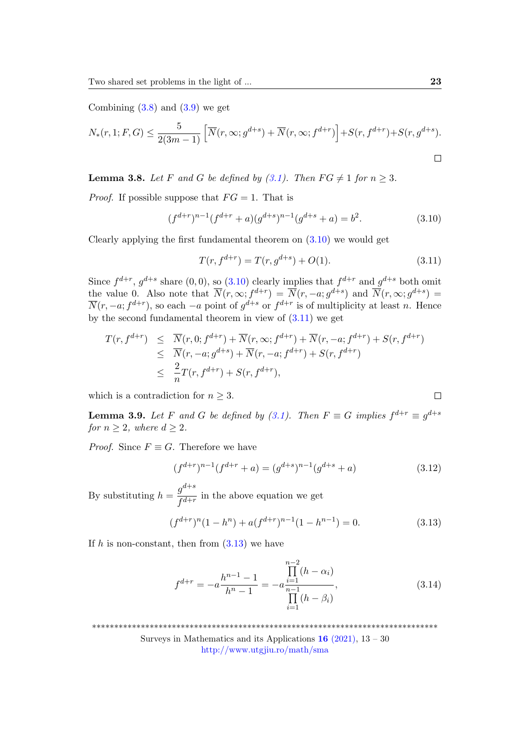Combining (3.8) and (3.9) we get

$$N_*(r,1;F,G) \leq \frac{5}{2(3m-1)}\left[\overline{N}(r,\infty;g^{d+s})+\overline{N}(r,\infty;f^{d+r})\right]+S(r,f^{d+r})+S(r,g^{d+s}).$$

□

**Lemma 3.8.** *Let $F$ and $G$ be defined by (3.1). Then $FG \not\equiv 1$ for $n \geq 3$.*

*Proof.* If possible suppose that $FG = 1$. That is

$$(f^{d+r})^{n-1}(f^{d+r}+a)(g^{d+s})^{n-1}(g^{d+s}+a) = b^2. \tag{3.10}$$

Clearly applying the first fundamental theorem on (3.10) we would get

$$T(r,f^{d+r}) = T(r,g^{d+s}) + O(1). \tag{3.11}$$

Since $f^{d+r}$, $g^{d+s}$ share $(0,0)$, so (3.10) clearly implies that $f^{d+r}$ and $g^{d+s}$ both omit the value 0. Also note that $\overline{N}(r,\infty;f^{d+r}) = \overline{N}(r,-a;g^{d+s})$ and $\overline{N}(r,\infty;g^{d+s}) = \overline{N}(r,-a;f^{d+r})$, so each $-a$ point of $g^{d+s}$ or $f^{d+r}$ is of multiplicity at least $n$. Hence by the second fundamental theorem in view of (3.11) we get

$$\begin{aligned}
T(r,f^{d+r}) &\leq \overline{N}(r,0;f^{d+r})+\overline{N}(r,\infty;f^{d+r})+\overline{N}(r,-a;f^{d+r})+S(r,f^{d+r})\\
&\leq \overline{N}(r,-a;g^{d+s})+\overline{N}(r,-a;f^{d+r})+S(r,f^{d+r})\\
&\leq \frac{2}{n}T(r,f^{d+r})+S(r,f^{d+r}),
\end{aligned}$$

which is a contradiction for $n \geq 3$. □

**Lemma 3.9.** *Let $F$ and $G$ be defined by (3.1). Then $F \equiv G$ implies $f^{d+r} \equiv g^{d+s}$ for $n \geq 2$, where $d \geq 2$.*

*Proof.* Since $F \equiv G$. Therefore we have

$$(f^{d+r})^{n-1}(f^{d+r}+a) = (g^{d+s})^{n-1}(g^{d+s}+a) \tag{3.12}$$

By substituting $h = \dfrac{g^{d+s}}{f^{d+r}}$ in the above equation we get

$$(f^{d+r})^n(1-h^n) + a(f^{d+r})^{n-1}(1-h^{n-1}) = 0. \tag{3.13}$$

If $h$ is non-constant, then from (3.13) we have

$$f^{d+r} = -a\frac{h^{n-1}-1}{h^n-1} = -a\frac{\prod\limits_{i=1}^{n-2}(h-\alpha_i)}{\prod\limits_{i=1}^{n-1}(h-\beta_i)}, \tag{3.14}$$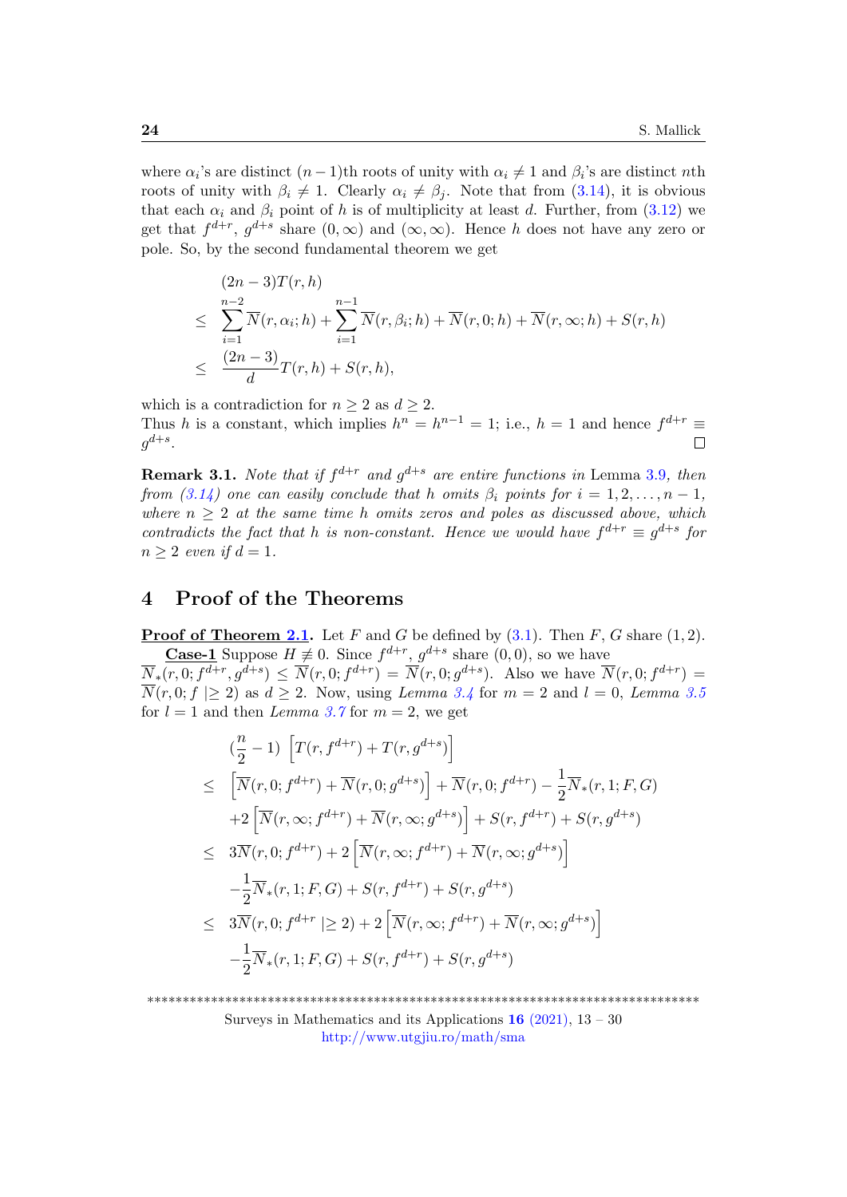where $\alpha_i$'s are distinct $(n-1)$th roots of unity with $\alpha_i \neq 1$ and $\beta_i$'s are distinct $n$th roots of unity with $\beta_i \neq 1$. Clearly $\alpha_i \neq \beta_j$. Note that from (3.14), it is obvious that each $\alpha_i$ and $\beta_i$ point of $h$ is of multiplicity at least $d$. Further, from (3.12) we get that $f^{d+r}$, $g^{d+s}$ share $(0,\infty)$ and $(\infty,\infty)$. Hence $h$ does not have any zero or pole. So, by the second fundamental theorem we get

$$
\begin{aligned}
& (2n-3)T(r,h) \\
\leq\ & \sum_{i=1}^{n-2}\overline{N}(r,\alpha_i;h) + \sum_{i=1}^{n-1}\overline{N}(r,\beta_i;h) + \overline{N}(r,0;h) + \overline{N}(r,\infty;h) + S(r,h) \\
\leq\ & \frac{(2n-3)}{d}T(r,h) + S(r,h),
\end{aligned}
$$

which is a contradiction for $n \geq 2$ as $d \geq 2$.
Thus $h$ is a constant, which implies $h^n = h^{n-1} = 1$; i.e., $h = 1$ and hence $f^{d+r} \equiv g^{d+s}$. □

**Remark 3.1.** *Note that if $f^{d+r}$ and $g^{d+s}$ are entire functions in* Lemma 3.9, *then from (3.14) one can easily conclude that $h$ omits $\beta_i$ points for $i = 1,2,\ldots,n-1$, where $n \geq 2$ at the same time $h$ omits zeros and poles as discussed above, which contradicts the fact that $h$ is non-constant. Hence we would have $f^{d+r} \equiv g^{d+s}$ for $n \geq 2$ even if $d = 1$.*

## 4 Proof of the Theorems

**Proof of Theorem 2.1.** Let $F$ and $G$ be defined by (3.1). Then $F$, $G$ share $(1,2)$.

**Case-1** Suppose $H \not\equiv 0$. Since $f^{d+r}$, $g^{d+s}$ share $(0,0)$, so we have $\overline{N}_*(r,0;f^{d+r},g^{d+s}) \leq \overline{N}(r,0;f^{d+r}) = \overline{N}(r,0;g^{d+s})$. Also we have $\overline{N}(r,0;f^{d+r}) = \overline{N}(r,0;f \mid\geq 2)$ as $d \geq 2$. Now, using *Lemma 3.4* for $m=2$ and $l=0$, *Lemma 3.5* for $l=1$ and then *Lemma 3.7* for $m=2$, we get

$$
\begin{aligned}
& (\frac{n}{2}-1)\left[T(r,f^{d+r}) + T(r,g^{d+s})\right] \\
\leq\ & \left[\overline{N}(r,0;f^{d+r}) + \overline{N}(r,0;g^{d+s})\right] + \overline{N}(r,0;f^{d+r}) - \frac{1}{2}\overline{N}_*(r,1;F,G) \\
& +2\left[\overline{N}(r,\infty;f^{d+r}) + \overline{N}(r,\infty;g^{d+s})\right] + S(r,f^{d+r}) + S(r,g^{d+s}) \\
\leq\ & 3\overline{N}(r,0;f^{d+r}) + 2\left[\overline{N}(r,\infty;f^{d+r}) + \overline{N}(r,\infty;g^{d+s})\right] \\
& -\frac{1}{2}\overline{N}_*(r,1;F,G) + S(r,f^{d+r}) + S(r,g^{d+s}) \\
\leq\ & 3\overline{N}(r,0;f^{d+r} \mid\geq 2) + 2\left[\overline{N}(r,\infty;f^{d+r}) + \overline{N}(r,\infty;g^{d+s})\right] \\
& -\frac{1}{2}\overline{N}_*(r,1;F,G) + S(r,f^{d+r}) + S(r,g^{d+s})
\end{aligned}
$$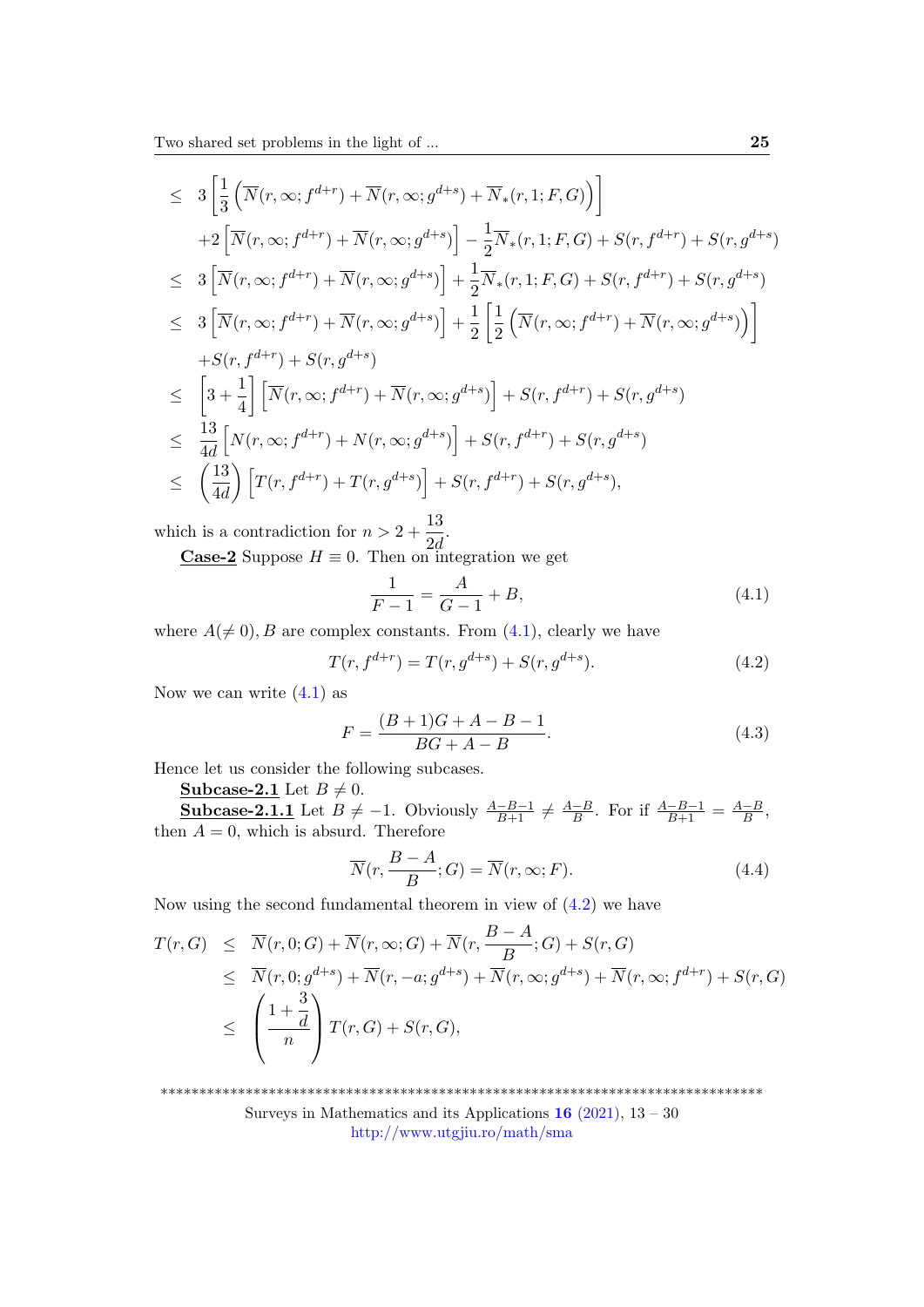$$
\begin{aligned}
&\leq 3\left[\frac{1}{3}\left(\overline{N}(r,\infty;f^{d+r})+\overline{N}(r,\infty;g^{d+s})+\overline{N}_{*}(r,1;F,G)\right)\right]\\
&\quad +2\left[\overline{N}(r,\infty;f^{d+r})+\overline{N}(r,\infty;g^{d+s})\right]-\frac{1}{2}\overline{N}_{*}(r,1;F,G)+S(r,f^{d+r})+S(r,g^{d+s})\\
&\leq 3\left[\overline{N}(r,\infty;f^{d+r})+\overline{N}(r,\infty;g^{d+s})\right]+\frac{1}{2}\overline{N}_{*}(r,1;F,G)+S(r,f^{d+r})+S(r,g^{d+s})\\
&\leq 3\left[\overline{N}(r,\infty;f^{d+r})+\overline{N}(r,\infty;g^{d+s})\right]+\frac{1}{2}\left[\frac{1}{2}\left(\overline{N}(r,\infty;f^{d+r})+\overline{N}(r,\infty;g^{d+s})\right)\right]\\
&\quad +S(r,f^{d+r})+S(r,g^{d+s})\\
&\leq \left[3+\frac{1}{4}\right]\left[\overline{N}(r,\infty;f^{d+r})+\overline{N}(r,\infty;g^{d+s})\right]+S(r,f^{d+r})+S(r,g^{d+s})\\
&\leq \frac{13}{4d}\left[N(r,\infty;f^{d+r})+N(r,\infty;g^{d+s})\right]+S(r,f^{d+r})+S(r,g^{d+s})\\
&\leq \left(\frac{13}{4d}\right)\left[T(r,f^{d+r})+T(r,g^{d+s})\right]+S(r,f^{d+r})+S(r,g^{d+s}),
\end{aligned}
$$

which is a contradiction for $n>2+\dfrac{13}{2d}$.

**Case-2** Suppose $H\equiv 0$. Then on integration we get

$$
\frac{1}{F-1}=\frac{A}{G-1}+B, \tag{4.1}
$$

where $A(\neq 0), B$ are complex constants. From (4.1), clearly we have

$$
T(r,f^{d+r})=T(r,g^{d+s})+S(r,g^{d+s}). \tag{4.2}
$$

Now we can write (4.1) as

$$
F=\frac{(B+1)G+A-B-1}{BG+A-B}. \tag{4.3}
$$

Hence let us consider the following subcases.

**Subcase-2.1** Let $B\neq 0$.

**Subcase-2.1.1** Let $B\neq -1$. Obviously $\frac{A-B-1}{B+1}\neq\frac{A-B}{B}$. For if $\frac{A-B-1}{B+1}=\frac{A-B}{B}$, then $A=0$, which is absurd. Therefore

$$
\overline{N}(r,\frac{B-A}{B};G)=\overline{N}(r,\infty;F). \tag{4.4}
$$

Now using the second fundamental theorem in view of (4.2) we have

$$
\begin{aligned}
T(r,G) &\leq \overline{N}(r,0;G)+\overline{N}(r,\infty;G)+\overline{N}(r,\frac{B-A}{B};G)+S(r,G)\\
&\leq \overline{N}(r,0;g^{d+s})+\overline{N}(r,-a;g^{d+s})+\overline{N}(r,\infty;g^{d+s})+\overline{N}(r,\infty;f^{d+r})+S(r,G)\\
&\leq \left(\frac{1+\frac{3}{d}}{n}\right)T(r,G)+S(r,G),
\end{aligned}
$$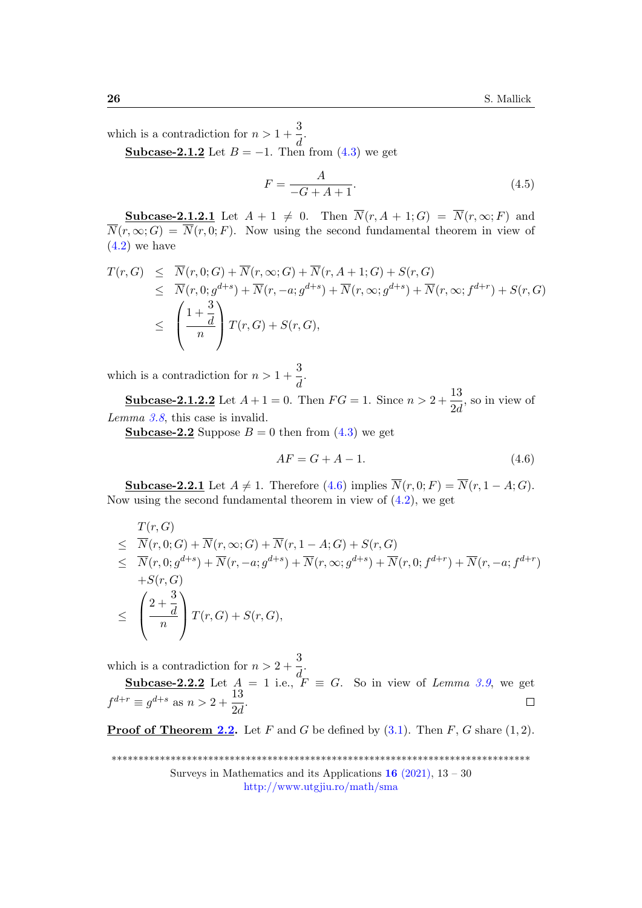which is a contradiction for $n > 1 + \dfrac{3}{d}$.

**Subcase-2.1.2** Let $B = -1$. Then from (4.3) we get

$$F = \frac{A}{-G + A + 1}. \tag{4.5}$$

**Subcase-2.1.2.1** Let $A + 1 \neq 0$. Then $\overline{N}(r, A + 1; G) = \overline{N}(r, \infty; F)$ and $\overline{N}(r, \infty; G) = \overline{N}(r, 0; F)$. Now using the second fundamental theorem in view of (4.2) we have

$$\begin{aligned}
T(r, G) &\leq \overline{N}(r, 0; G) + \overline{N}(r, \infty; G) + \overline{N}(r, A + 1; G) + S(r, G) \\
&\leq \overline{N}(r, 0; g^{d+s}) + \overline{N}(r, -a; g^{d+s}) + \overline{N}(r, \infty; g^{d+s}) + \overline{N}(r, \infty; f^{d+r}) + S(r, G) \\
&\leq \left( \frac{1 + \frac{3}{d}}{n} \right) T(r, G) + S(r, G),
\end{aligned}$$

which is a contradiction for $n > 1 + \dfrac{3}{d}$.

**Subcase-2.1.2.2** Let $A + 1 = 0$. Then $FG = 1$. Since $n > 2 + \dfrac{13}{2d}$, so in view of *Lemma 3.8*, this case is invalid.

**Subcase-2.2** Suppose $B = 0$ then from (4.3) we get

$$AF = G + A - 1. \tag{4.6}$$

**Subcase-2.2.1** Let $A \neq 1$. Therefore (4.6) implies $\overline{N}(r, 0; F) = \overline{N}(r, 1 - A; G)$. Now using the second fundamental theorem in view of (4.2), we get

$$\begin{aligned}
& T(r, G) \\
\leq\ & \overline{N}(r, 0; G) + \overline{N}(r, \infty; G) + \overline{N}(r, 1 - A; G) + S(r, G) \\
\leq\ & \overline{N}(r, 0; g^{d+s}) + \overline{N}(r, -a; g^{d+s}) + \overline{N}(r, \infty; g^{d+s}) + \overline{N}(r, 0; f^{d+r}) + \overline{N}(r, -a; f^{d+r}) \\
& + S(r, G) \\
\leq\ & \left( \frac{2 + \frac{3}{d}}{n} \right) T(r, G) + S(r, G),
\end{aligned}$$

which is a contradiction for $n > 2 + \dfrac{3}{d}$.

**Subcase-2.2.2** Let $A = 1$ i.e., $F \equiv G$. So in view of *Lemma 3.9*, we get $f^{d+r} \equiv g^{d+s}$ as $n > 2 + \dfrac{13}{2d}$. □

**Proof of Theorem 2.2.** Let $F$ and $G$ be defined by (3.1). Then $F$, $G$ share $(1, 2)$.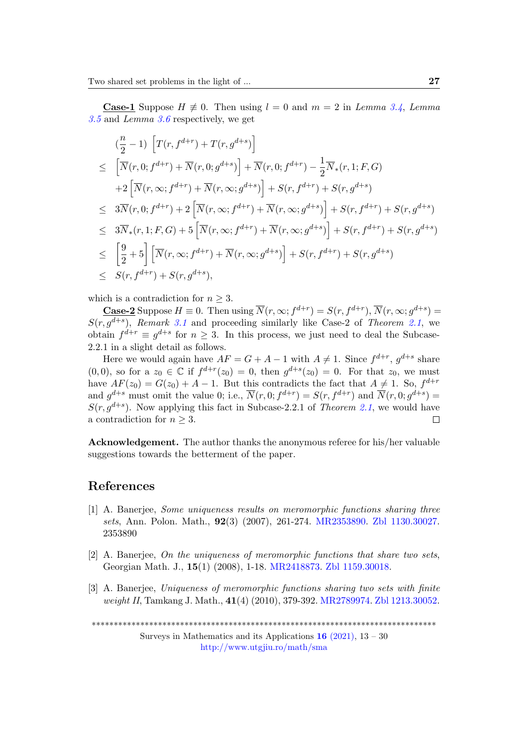**Case-1** Suppose $H \not\equiv 0$. Then using $l=0$ and $m=2$ in *Lemma 3.4*, *Lemma 3.5* and *Lemma 3.6* respectively, we get

$$
\begin{aligned}
&(\frac{n}{2}-1)\ \left[T(r,f^{d+r})+T(r,g^{d+s})\right]\\
\leq\ & \left[\overline{N}(r,0;f^{d+r})+\overline{N}(r,0;g^{d+s})\right]+\overline{N}(r,0;f^{d+r})-\frac{1}{2}\overline{N}_*(r,1;F,G)\\
&+2\left[\overline{N}(r,\infty;f^{d+r})+\overline{N}(r,\infty;g^{d+s})\right]+S(r,f^{d+r})+S(r,g^{d+s})\\
\leq\ & 3\overline{N}(r,0;f^{d+r})+2\left[\overline{N}(r,\infty;f^{d+r})+\overline{N}(r,\infty;g^{d+s})\right]+S(r,f^{d+r})+S(r,g^{d+s})\\
\leq\ & 3\overline{N}_*(r,1;F,G)+5\left[\overline{N}(r,\infty;f^{d+r})+\overline{N}(r,\infty;g^{d+s})\right]+S(r,f^{d+r})+S(r,g^{d+s})\\
\leq\ & \left[\frac{9}{2}+5\right]\left[\overline{N}(r,\infty;f^{d+r})+\overline{N}(r,\infty;g^{d+s})\right]+S(r,f^{d+r})+S(r,g^{d+s})\\
\leq\ & S(r,f^{d+r})+S(r,g^{d+s}),
\end{aligned}
$$

which is a contradiction for $n\geq 3$.

**Case-2** Suppose $H\equiv 0$. Then using $\overline{N}(r,\infty;f^{d+r})=S(r,f^{d+r})$, $\overline{N}(r,\infty;g^{d+s})=S(r,g^{d+s})$, *Remark 3.1* and proceeding similarly like Case-2 of *Theorem 2.1*, we obtain $f^{d+r}\equiv g^{d+s}$ for $n\geq 3$. In this process, we just need to deal the Subcase-2.2.1 in a slight detail as follows.

Here we would again have $AF=G+A-1$ with $A\neq 1$. Since $f^{d+r}$, $g^{d+s}$ share $(0,0)$, so for a $z_0\in\mathbb{C}$ if $f^{d+r}(z_0)=0$, then $g^{d+s}(z_0)=0$. For that $z_0$, we must have $AF(z_0)=G(z_0)+A-1$. But this contradicts the fact that $A\neq 1$. So, $f^{d+r}$ and $g^{d+s}$ must omit the value 0; i.e., $\overline{N}(r,0;f^{d+r})=S(r,f^{d+r})$ and $\overline{N}(r,0;g^{d+s})=S(r,g^{d+s})$. Now applying this fact in Subcase-2.2.1 of *Theorem 2.1*, we would have a contradiction for $n\geq 3$. □

**Acknowledgement.** The author thanks the anonymous referee for his/her valuable suggestions towards the betterment of the paper.

## References

[1] A. Banerjee, *Some uniqueness results on meromorphic functions sharing three sets*, Ann. Polon. Math., **92**(3) (2007), 261-274. MR2353890. Zbl 1130.30027. 2353890

[2] A. Banerjee, *On the uniqueness of meromorphic functions that share two sets*, Georgian Math. J., **15**(1) (2008), 1-18. MR2418873. Zbl 1159.30018.

[3] A. Banerjee, *Uniqueness of meromorphic functions sharing two sets with finite weight II*, Tamkang J. Math., **41**(4) (2010), 379-392. MR2789974. Zbl 1213.30052.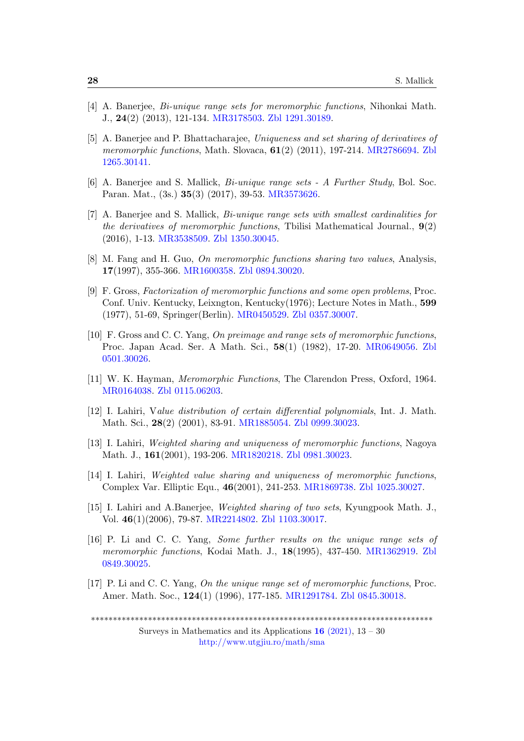[4] A. Banerjee, *Bi-unique range sets for meromorphic functions*, Nihonkai Math. J., **24**(2) (2013), 121-134. MR3178503. Zbl 1291.30189.

[5] A. Banerjee and P. Bhattacharajee, *Uniqueness and set sharing of derivatives of meromorphic functions*, Math. Slovaca, **61**(2) (2011), 197-214. MR2786694. Zbl 1265.30141.

[6] A. Banerjee and S. Mallick, *Bi-unique range sets - A Further Study*, Bol. Soc. Paran. Mat., (3s.) **35**(3) (2017), 39-53. MR3573626.

[7] A. Banerjee and S. Mallick, *Bi-unique range sets with smallest cardinalities for the derivatives of meromorphic functions*, Tbilisi Mathematical Journal., **9**(2) (2016), 1-13. MR3538509. Zbl 1350.30045.

[8] M. Fang and H. Guo, *On meromorphic functions sharing two values*, Analysis, **17**(1997), 355-366. MR1600358. Zbl 0894.30020.

[9] F. Gross, *Factorization of meromorphic functions and some open problems*, Proc. Conf. Univ. Kentucky, Leixngton, Kentucky(1976); Lecture Notes in Math., **599** (1977), 51-69, Springer(Berlin). MR0450529. Zbl 0357.30007.

[10] F. Gross and C. C. Yang, *On preimage and range sets of meromorphic functions*, Proc. Japan Acad. Ser. A Math. Sci., **58**(1) (1982), 17-20. MR0649056. Zbl 0501.30026.

[11] W. K. Hayman, *Meromorphic Functions*, The Clarendon Press, Oxford, 1964. MR0164038. Zbl 0115.06203.

[12] I. Lahiri, V*alue distribution of certain differential polynomials*, Int. J. Math. Math. Sci., **28**(2) (2001), 83-91. MR1885054. Zbl 0999.30023.

[13] I. Lahiri, *Weighted sharing and uniqueness of meromorphic functions*, Nagoya Math. J., **161**(2001), 193-206. MR1820218. Zbl 0981.30023.

[14] I. Lahiri, *Weighted value sharing and uniqueness of meromorphic functions*, Complex Var. Elliptic Equ., **46**(2001), 241-253. MR1869738. Zbl 1025.30027.

[15] I. Lahiri and A.Banerjee, *Weighted sharing of two sets*, Kyungpook Math. J., Vol. **46**(1)(2006), 79-87. MR2214802. Zbl 1103.30017.

[16] P. Li and C. C. Yang, *Some further results on the unique range sets of meromorphic functions*, Kodai Math. J., **18**(1995), 437-450. MR1362919. Zbl 0849.30025.

[17] P. Li and C. C. Yang, *On the unique range set of meromorphic functions*, Proc. Amer. Math. Soc., **124**(1) (1996), 177-185. MR1291784. Zbl 0845.30018.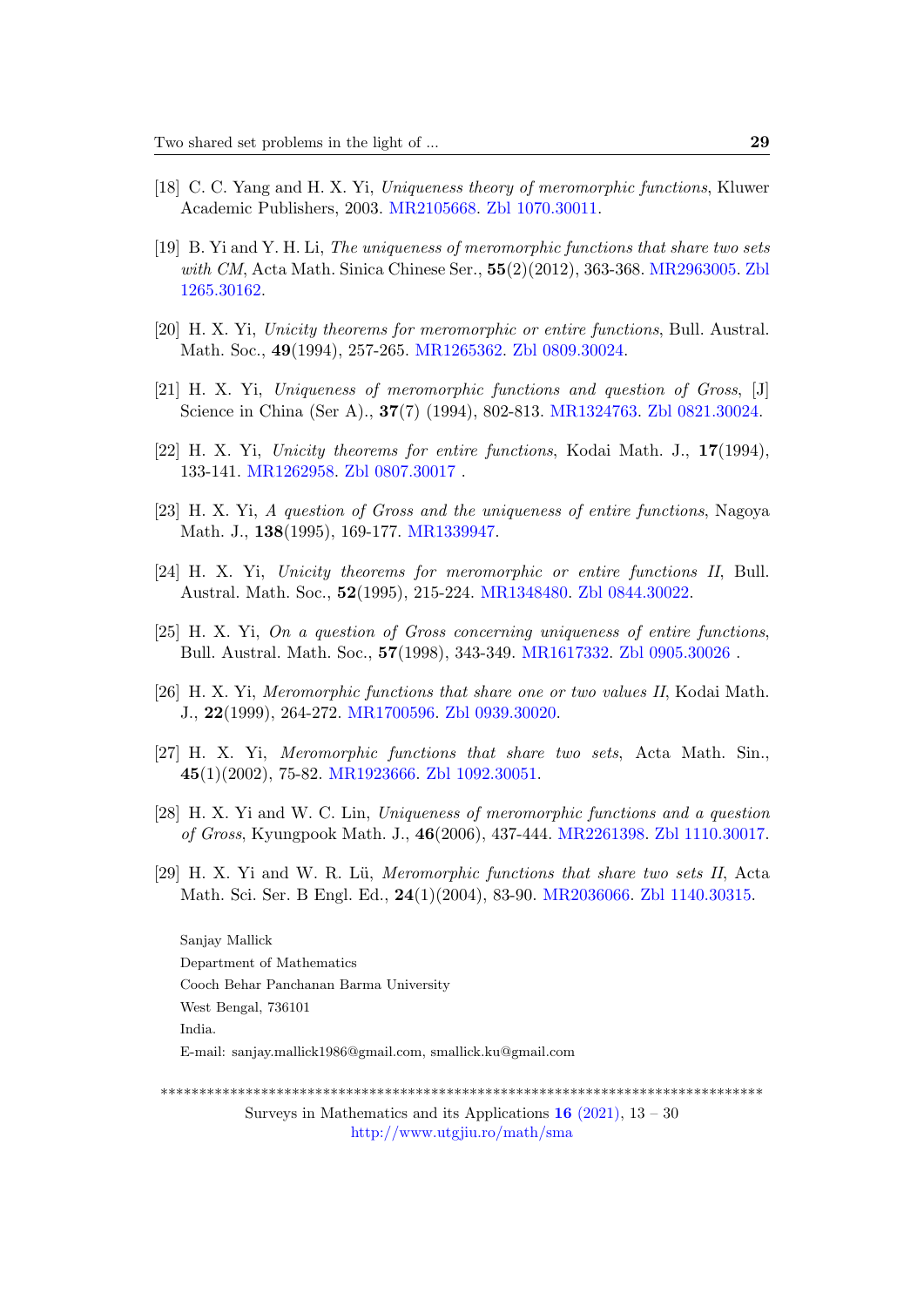[18] C. C. Yang and H. X. Yi, *Uniqueness theory of meromorphic functions*, Kluwer Academic Publishers, 2003. MR2105668. Zbl 1070.30011.

[19] B. Yi and Y. H. Li, *The uniqueness of meromorphic functions that share two sets with CM*, Acta Math. Sinica Chinese Ser., **55**(2)(2012), 363-368. MR2963005. Zbl 1265.30162.

[20] H. X. Yi, *Unicity theorems for meromorphic or entire functions*, Bull. Austral. Math. Soc., **49**(1994), 257-265. MR1265362. Zbl 0809.30024.

[21] H. X. Yi, *Uniqueness of meromorphic functions and question of Gross*, [J] Science in China (Ser A)., **37**(7) (1994), 802-813. MR1324763. Zbl 0821.30024.

[22] H. X. Yi, *Unicity theorems for entire functions*, Kodai Math. J., **17**(1994), 133-141. MR1262958. Zbl 0807.30017 .

[23] H. X. Yi, *A question of Gross and the uniqueness of entire functions*, Nagoya Math. J., **138**(1995), 169-177. MR1339947.

[24] H. X. Yi, *Unicity theorems for meromorphic or entire functions II*, Bull. Austral. Math. Soc., **52**(1995), 215-224. MR1348480. Zbl 0844.30022.

[25] H. X. Yi, *On a question of Gross concerning uniqueness of entire functions*, Bull. Austral. Math. Soc., **57**(1998), 343-349. MR1617332. Zbl 0905.30026 .

[26] H. X. Yi, *Meromorphic functions that share one or two values II*, Kodai Math. J., **22**(1999), 264-272. MR1700596. Zbl 0939.30020.

[27] H. X. Yi, *Meromorphic functions that share two sets*, Acta Math. Sin., **45**(1)(2002), 75-82. MR1923666. Zbl 1092.30051.

[28] H. X. Yi and W. C. Lin, *Uniqueness of meromorphic functions and a question of Gross*, Kyungpook Math. J., **46**(2006), 437-444. MR2261398. Zbl 1110.30017.

[29] H. X. Yi and W. R. Lü, *Meromorphic functions that share two sets II*, Acta Math. Sci. Ser. B Engl. Ed., **24**(1)(2004), 83-90. MR2036066. Zbl 1140.30315.

Sanjay Mallick
Department of Mathematics
Cooch Behar Panchanan Barma University
West Bengal, 736101
India.
E-mail: sanjay.mallick1986@gmail.com, smallick.ku@gmail.com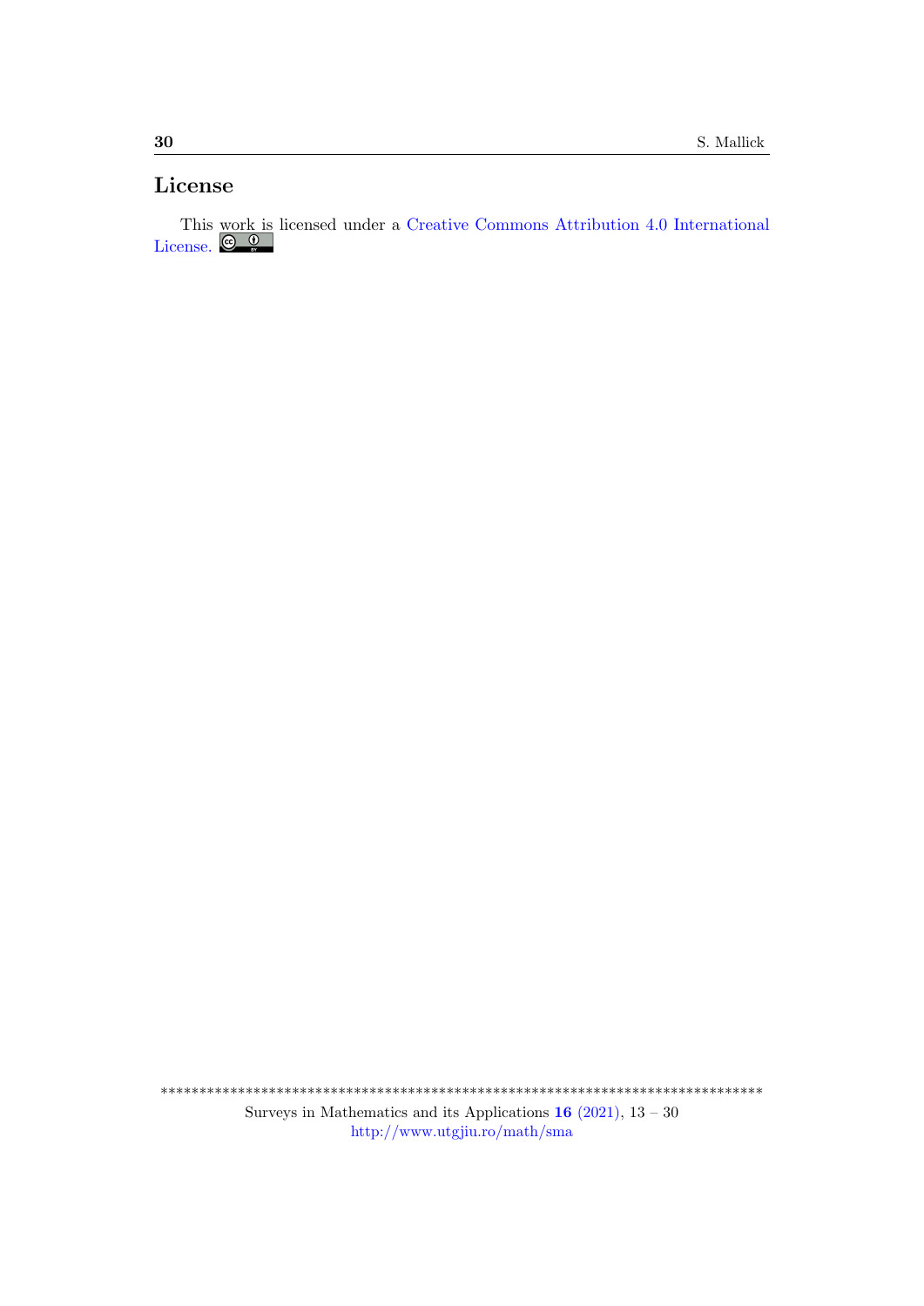## License

This work is licensed under a Creative Commons Attribution 4.0 International License.